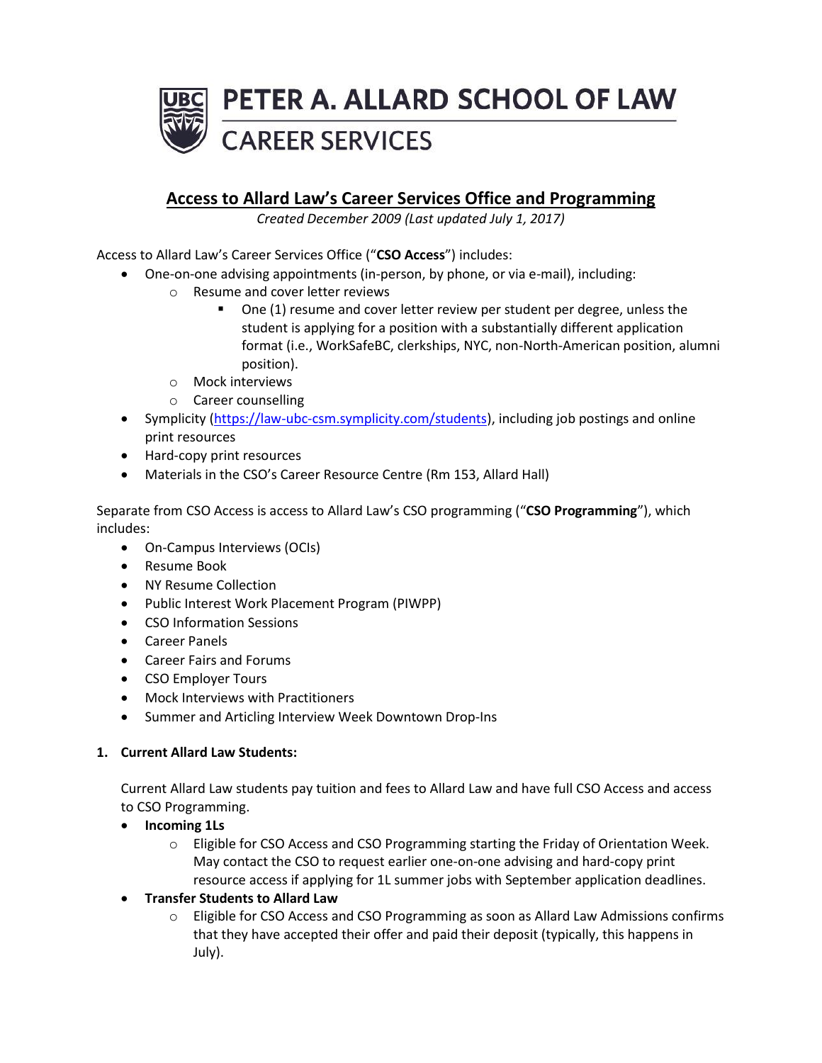# PETER A. ALLARD SCHOOL OF LAW

## CAREER SERVICES

## Access to Allard Law's Career Services Office and Programming

*Created December 2009 (Last updated July 1, 2017)*

Access to Allard Law's Career Services Office ("**CSO Access**") includes:

- One-on-one advising appointments (in-person, by phone, or via e-mail), including:
  - Resume and cover letter reviews
    - One (1) resume and cover letter review per student per degree, unless the student is applying for a position with a substantially different application format (i.e., WorkSafeBC, clerkships, NYC, non-North-American position, alumni position).
  - Mock interviews
  - Career counselling
- Symplicity (https://law-ubc-csm.symplicity.com/students), including job postings and online print resources
- Hard-copy print resources
- Materials in the CSO's Career Resource Centre (Rm 153, Allard Hall)

Separate from CSO Access is access to Allard Law's CSO programming ("**CSO Programming**"), which includes:

- On-Campus Interviews (OCIs)
- Resume Book
- NY Resume Collection
- Public Interest Work Placement Program (PIWPP)
- CSO Information Sessions
- Career Panels
- Career Fairs and Forums
- CSO Employer Tours
- Mock Interviews with Practitioners
- Summer and Articling Interview Week Downtown Drop-Ins

### 1. Current Allard Law Students:

Current Allard Law students pay tuition and fees to Allard Law and have full CSO Access and access to CSO Programming.

- **Incoming 1Ls**
  - Eligible for CSO Access and CSO Programming starting the Friday of Orientation Week. May contact the CSO to request earlier one-on-one advising and hard-copy print resource access if applying for 1L summer jobs with September application deadlines.
- **Transfer Students to Allard Law**
  - Eligible for CSO Access and CSO Programming as soon as Allard Law Admissions confirms that they have accepted their offer and paid their deposit (typically, this happens in July).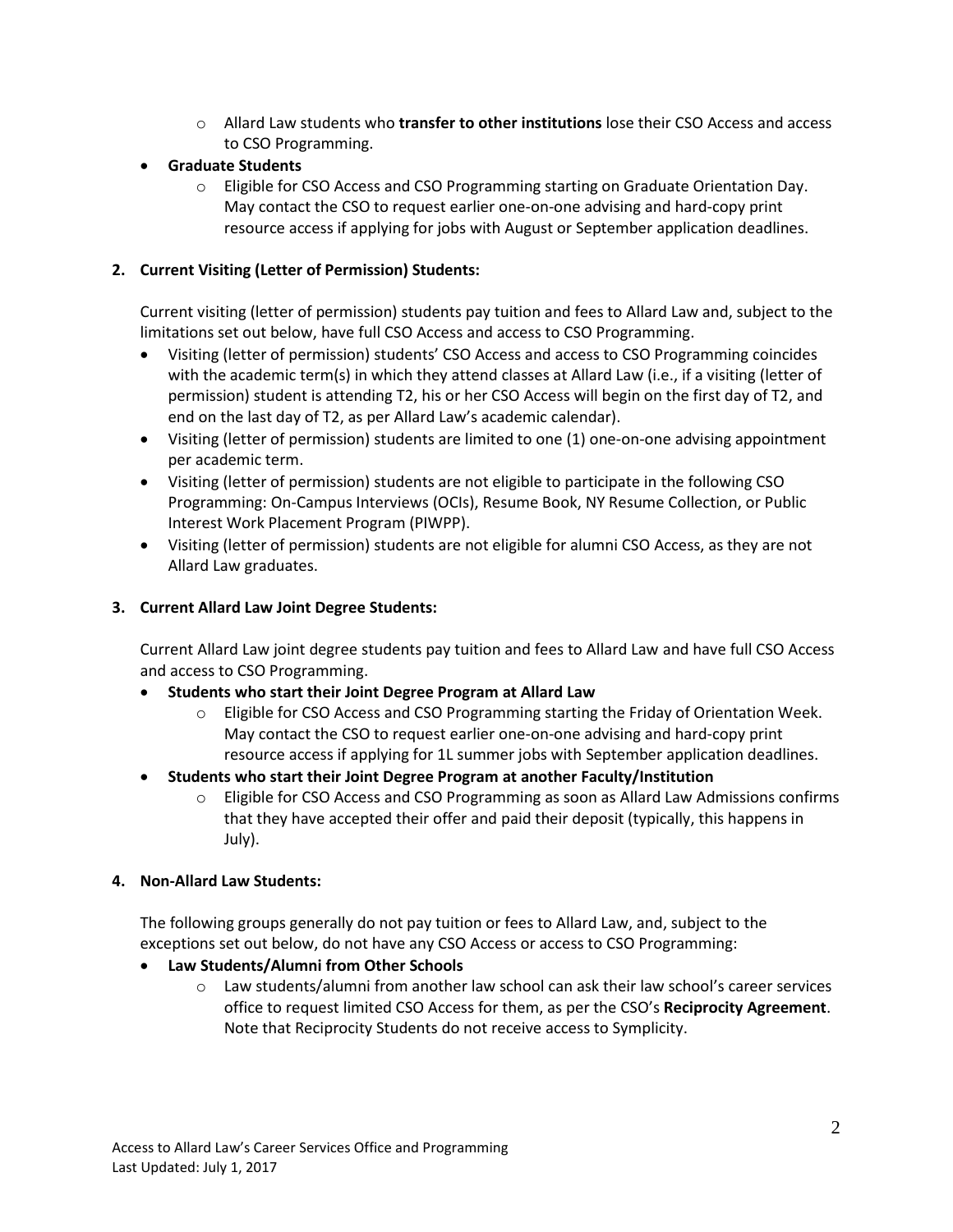- Allard Law students who **transfer to other institutions** lose their CSO Access and access to CSO Programming.
- **Graduate Students**
    - Eligible for CSO Access and CSO Programming starting on Graduate Orientation Day. May contact the CSO to request earlier one-on-one advising and hard-copy print resource access if applying for jobs with August or September application deadlines.

**2. Current Visiting (Letter of Permission) Students:**

Current visiting (letter of permission) students pay tuition and fees to Allard Law and, subject to the limitations set out below, have full CSO Access and access to CSO Programming.

- Visiting (letter of permission) students' CSO Access and access to CSO Programming coincides with the academic term(s) in which they attend classes at Allard Law (i.e., if a visiting (letter of permission) student is attending T2, his or her CSO Access will begin on the first day of T2, and end on the last day of T2, as per Allard Law's academic calendar).
- Visiting (letter of permission) students are limited to one (1) one-on-one advising appointment per academic term.
- Visiting (letter of permission) students are not eligible to participate in the following CSO Programming: On-Campus Interviews (OCIs), Resume Book, NY Resume Collection, or Public Interest Work Placement Program (PIWPP).
- Visiting (letter of permission) students are not eligible for alumni CSO Access, as they are not Allard Law graduates.

**3. Current Allard Law Joint Degree Students:**

Current Allard Law joint degree students pay tuition and fees to Allard Law and have full CSO Access and access to CSO Programming.

- **Students who start their Joint Degree Program at Allard Law**
    - Eligible for CSO Access and CSO Programming starting the Friday of Orientation Week. May contact the CSO to request earlier one-on-one advising and hard-copy print resource access if applying for 1L summer jobs with September application deadlines.
- **Students who start their Joint Degree Program at another Faculty/Institution**
    - Eligible for CSO Access and CSO Programming as soon as Allard Law Admissions confirms that they have accepted their offer and paid their deposit (typically, this happens in July).

**4. Non-Allard Law Students:**

The following groups generally do not pay tuition or fees to Allard Law, and, subject to the exceptions set out below, do not have any CSO Access or access to CSO Programming:

- **Law Students/Alumni from Other Schools**
    - Law students/alumni from another law school can ask their law school's career services office to request limited CSO Access for them, as per the CSO's **Reciprocity Agreement**. Note that Reciprocity Students do not receive access to Symplicity.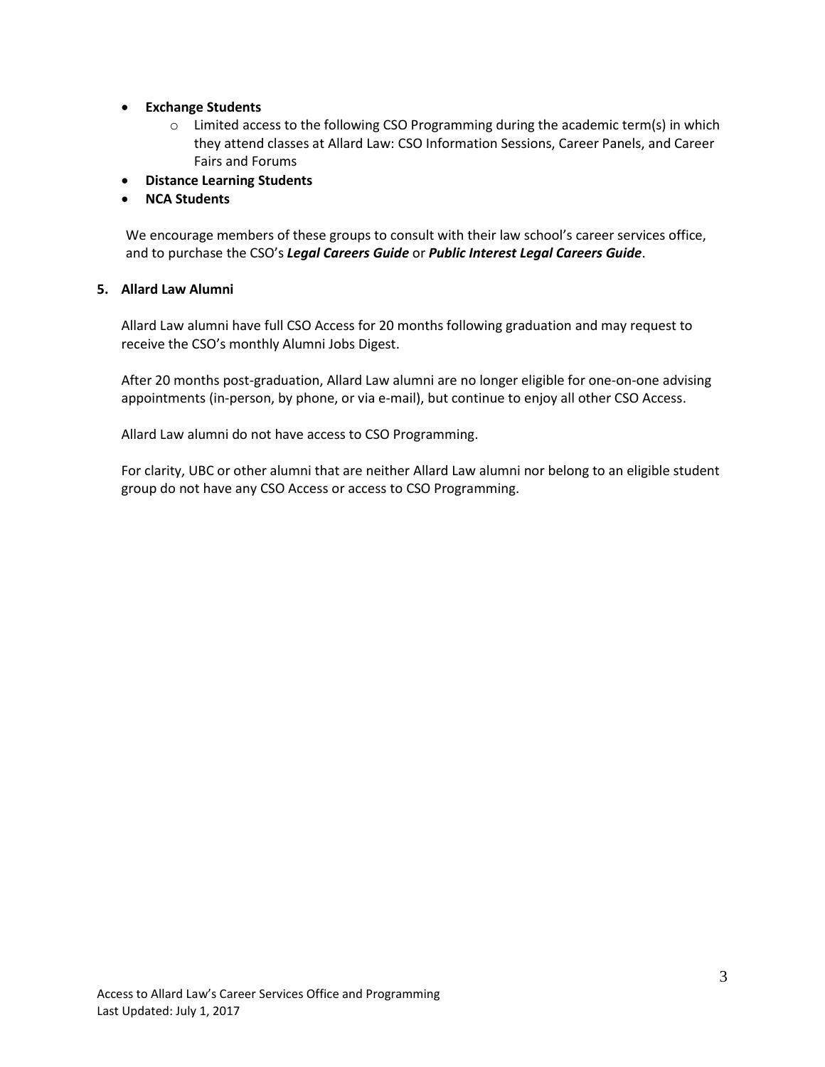- **Exchange Students**
    - Limited access to the following CSO Programming during the academic term(s) in which they attend classes at Allard Law: CSO Information Sessions, Career Panels, and Career Fairs and Forums
- **Distance Learning Students**
- **NCA Students**

We encourage members of these groups to consult with their law school's career services office, and to purchase the CSO's ***Legal Careers Guide*** or ***Public Interest Legal Careers Guide***.

**5. Allard Law Alumni**

Allard Law alumni have full CSO Access for 20 months following graduation and may request to receive the CSO's monthly Alumni Jobs Digest.

After 20 months post-graduation, Allard Law alumni are no longer eligible for one-on-one advising appointments (in-person, by phone, or via e-mail), but continue to enjoy all other CSO Access.

Allard Law alumni do not have access to CSO Programming.

For clarity, UBC or other alumni that are neither Allard Law alumni nor belong to an eligible student group do not have any CSO Access or access to CSO Programming.